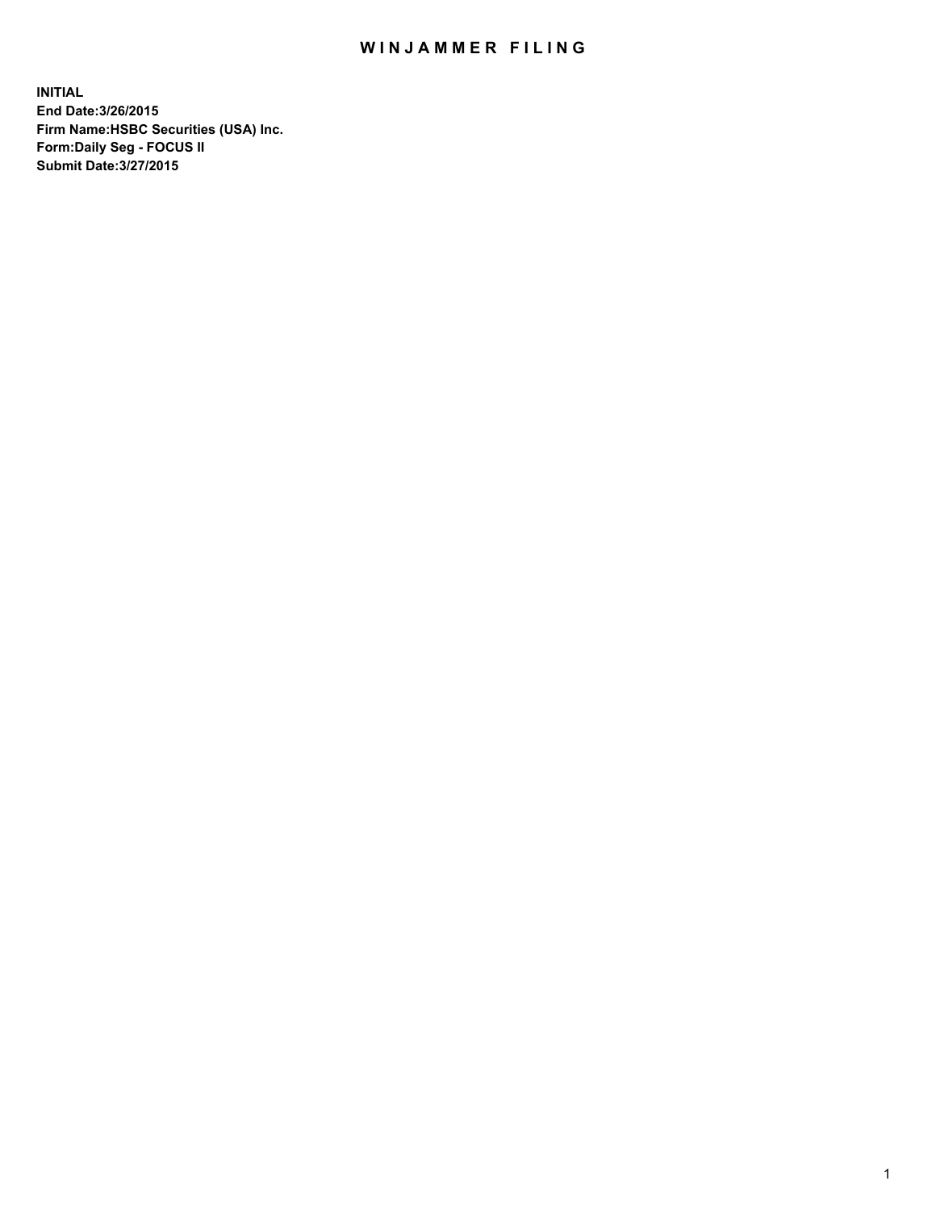# WINJAMMER FILING

**INITIAL**
**End Date:3/26/2015**
**Firm Name:HSBC Securities (USA) Inc.**
**Form:Daily Seg - FOCUS II**
**Submit Date:3/27/2015**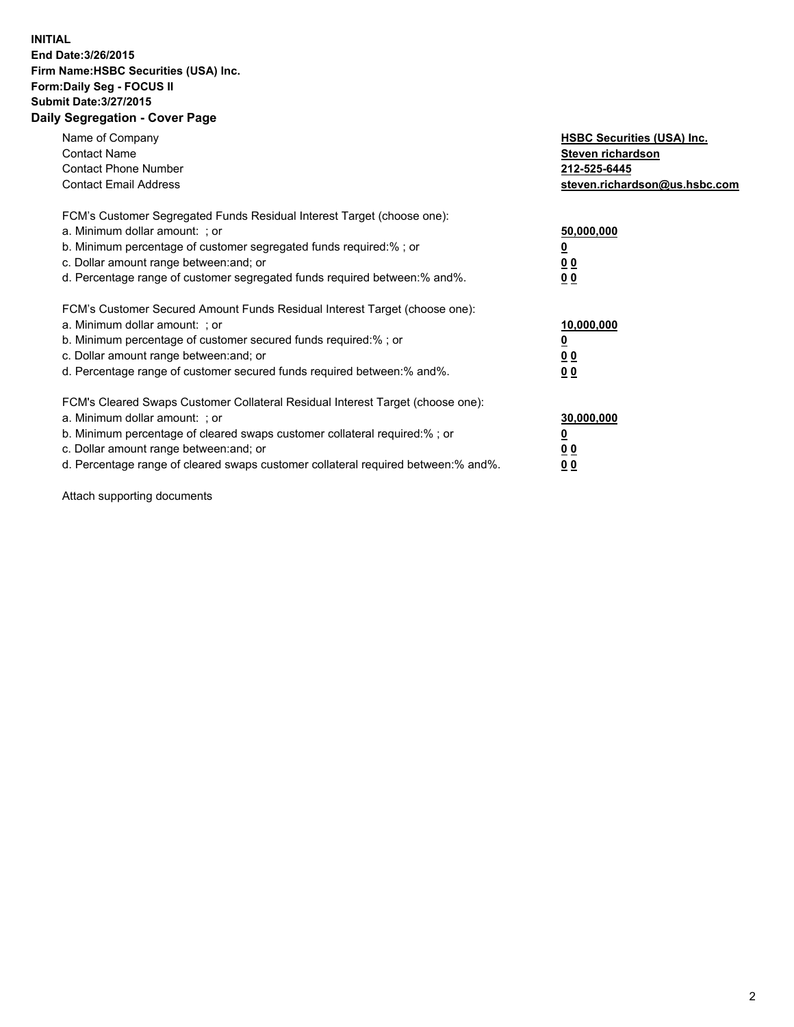**INITIAL**
**End Date:3/26/2015**
**Firm Name:HSBC Securities (USA) Inc.**
**Form:Daily Seg - FOCUS II**
**Submit Date:3/27/2015**

## Daily Segregation - Cover Page

| | |
|---|---|
| Name of Company | **HSBC Securities (USA) Inc.** |
| Contact Name | **Steven richardson** |
| Contact Phone Number | **212-525-6445** |
| Contact Email Address | **steven.richardson@us.hsbc.com** |

| | |
|---|---|
| FCM's Customer Segregated Funds Residual Interest Target (choose one): | |
| a. Minimum dollar amount: ; or | **50,000,000** |
| b. Minimum percentage of customer segregated funds required:% ; or | **0** |
| c. Dollar amount range between:and; or | **0 0** |
| d. Percentage range of customer segregated funds required between:% and%. | **0 0** |
| FCM's Customer Secured Amount Funds Residual Interest Target (choose one): | |
| a. Minimum dollar amount: ; or | **10,000,000** |
| b. Minimum percentage of customer secured funds required:% ; or | **0** |
| c. Dollar amount range between:and; or | **0 0** |
| d. Percentage range of customer secured funds required between:% and%. | **0 0** |
| FCM's Cleared Swaps Customer Collateral Residual Interest Target (choose one): | |
| a. Minimum dollar amount: ; or | **30,000,000** |
| b. Minimum percentage of cleared swaps customer collateral required:% ; or | **0** |
| c. Dollar amount range between:and; or | **0 0** |
| d. Percentage range of cleared swaps customer collateral required between:% and%. | **0 0** |

Attach supporting documents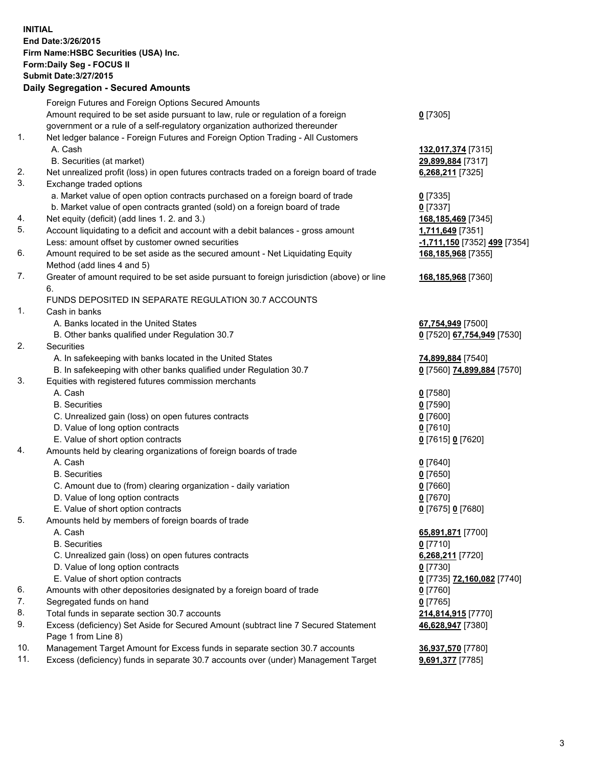**INITIAL**
**End Date:3/26/2015**
**Firm Name:HSBC Securities (USA) Inc.**
**Form:Daily Seg - FOCUS II**
**Submit Date:3/27/2015**

### Daily Segregation - Secured Amounts

| | | |
|---|---|---|
| | Foreign Futures and Foreign Options Secured Amounts | |
| | Amount required to be set aside pursuant to law, rule or regulation of a foreign government or a rule of a self-regulatory organization authorized thereunder | **0** [7305] |
| 1. | Net ledger balance - Foreign Futures and Foreign Option Trading - All Customers | |
| | A. Cash | **132,017,374** [7315] |
| | B. Securities (at market) | **29,899,884** [7317] |
| 2. | Net unrealized profit (loss) in open futures contracts traded on a foreign board of trade | **6,268,211** [7325] |
| 3. | Exchange traded options | |
| | a. Market value of open option contracts purchased on a foreign board of trade | **0** [7335] |
| | b. Market value of open contracts granted (sold) on a foreign board of trade | **0** [7337] |
| 4. | Net equity (deficit) (add lines 1. 2. and 3.) | **168,185,469** [7345] |
| 5. | Account liquidating to a deficit and account with a debit balances - gross amount | **1,711,649** [7351] |
| | Less: amount offset by customer owned securities | **-1,711,150** [7352] **499** [7354] |
| 6. | Amount required to be set aside as the secured amount - Net Liquidating Equity Method (add lines 4 and 5) | **168,185,968** [7355] |
| 7. | Greater of amount required to be set aside pursuant to foreign jurisdiction (above) or line 6. | **168,185,968** [7360] |
| | FUNDS DEPOSITED IN SEPARATE REGULATION 30.7 ACCOUNTS | |
| 1. | Cash in banks | |
| | A. Banks located in the United States | **67,754,949** [7500] |
| | B. Other banks qualified under Regulation 30.7 | **0** [7520] **67,754,949** [7530] |
| 2. | Securities | |
| | A. In safekeeping with banks located in the United States | **74,899,884** [7540] |
| | B. In safekeeping with other banks qualified under Regulation 30.7 | **0** [7560] **74,899,884** [7570] |
| 3. | Equities with registered futures commission merchants | |
| | A. Cash | **0** [7580] |
| | B. Securities | **0** [7590] |
| | C. Unrealized gain (loss) on open futures contracts | **0** [7600] |
| | D. Value of long option contracts | **0** [7610] |
| | E. Value of short option contracts | **0** [7615] **0** [7620] |
| 4. | Amounts held by clearing organizations of foreign boards of trade | |
| | A. Cash | **0** [7640] |
| | B. Securities | **0** [7650] |
| | C. Amount due to (from) clearing organization - daily variation | **0** [7660] |
| | D. Value of long option contracts | **0** [7670] |
| | E. Value of short option contracts | **0** [7675] **0** [7680] |
| 5. | Amounts held by members of foreign boards of trade | |
| | A. Cash | **65,891,871** [7700] |
| | B. Securities | **0** [7710] |
| | C. Unrealized gain (loss) on open futures contracts | **6,268,211** [7720] |
| | D. Value of long option contracts | **0** [7730] |
| | E. Value of short option contracts | **0** [7735] **72,160,082** [7740] |
| 6. | Amounts with other depositories designated by a foreign board of trade | **0** [7760] |
| 7. | Segregated funds on hand | **0** [7765] |
| 8. | Total funds in separate section 30.7 accounts | **214,814,915** [7770] |
| 9. | Excess (deficiency) Set Aside for Secured Amount (subtract line 7 Secured Statement Page 1 from Line 8) | **46,628,947** [7380] |
| 10. | Management Target Amount for Excess funds in separate section 30.7 accounts | **36,937,570** [7780] |
| 11. | Excess (deficiency) funds in separate 30.7 accounts over (under) Management Target | **9,691,377** [7785] |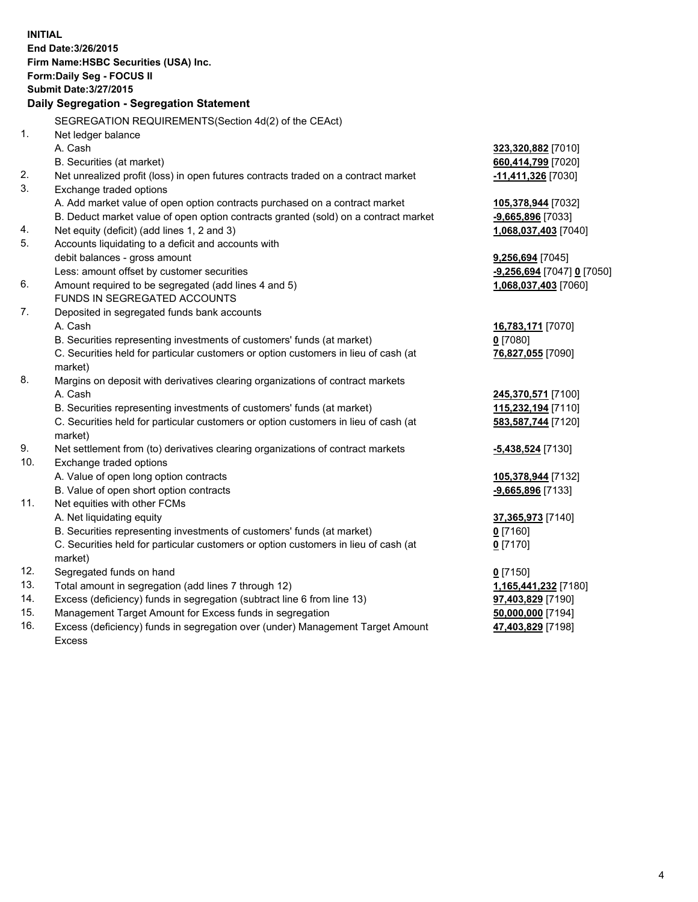**INITIAL**
**End Date:3/26/2015**
**Firm Name:HSBC Securities (USA) Inc.**
**Form:Daily Seg - FOCUS II**
**Submit Date:3/27/2015**

## Daily Segregation - Segregation Statement

SEGREGATION REQUIREMENTS(Section 4d(2) of the CEAct)

| | | |
|---|---|---|
| 1. | Net ledger balance | |
| | A. Cash | **323,320,882** [7010] |
| | B. Securities (at market) | **660,414,799** [7020] |
| 2. | Net unrealized profit (loss) in open futures contracts traded on a contract market | **-11,411,326** [7030] |
| 3. | Exchange traded options | |
| | A. Add market value of open option contracts purchased on a contract market | **105,378,944** [7032] |
| | B. Deduct market value of open option contracts granted (sold) on a contract market | **-9,665,896** [7033] |
| 4. | Net equity (deficit) (add lines 1, 2 and 3) | **1,068,037,403** [7040] |
| 5. | Accounts liquidating to a deficit and accounts with | |
| | debit balances - gross amount | **9,256,694** [7045] |
| | Less: amount offset by customer securities | **-9,256,694** [7047] **0** [7050] |
| 6. | Amount required to be segregated (add lines 4 and 5) | **1,068,037,403** [7060] |
| | FUNDS IN SEGREGATED ACCOUNTS | |
| 7. | Deposited in segregated funds bank accounts | |
| | A. Cash | **16,783,171** [7070] |
| | B. Securities representing investments of customers' funds (at market) | **0** [7080] |
| | C. Securities held for particular customers or option customers in lieu of cash (at market) | **76,827,055** [7090] |
| 8. | Margins on deposit with derivatives clearing organizations of contract markets | |
| | A. Cash | **245,370,571** [7100] |
| | B. Securities representing investments of customers' funds (at market) | **115,232,194** [7110] |
| | C. Securities held for particular customers or option customers in lieu of cash (at market) | **583,587,744** [7120] |
| 9. | Net settlement from (to) derivatives clearing organizations of contract markets | **-5,438,524** [7130] |
| 10. | Exchange traded options | |
| | A. Value of open long option contracts | **105,378,944** [7132] |
| | B. Value of open short option contracts | **-9,665,896** [7133] |
| 11. | Net equities with other FCMs | |
| | A. Net liquidating equity | **37,365,973** [7140] |
| | B. Securities representing investments of customers' funds (at market) | **0** [7160] |
| | C. Securities held for particular customers or option customers in lieu of cash (at market) | **0** [7170] |
| 12. | Segregated funds on hand | **0** [7150] |
| 13. | Total amount in segregation (add lines 7 through 12) | **1,165,441,232** [7180] |
| 14. | Excess (deficiency) funds in segregation (subtract line 6 from line 13) | **97,403,829** [7190] |
| 15. | Management Target Amount for Excess funds in segregation | **50,000,000** [7194] |
| 16. | Excess (deficiency) funds in segregation over (under) Management Target Amount Excess | **47,403,829** [7198] |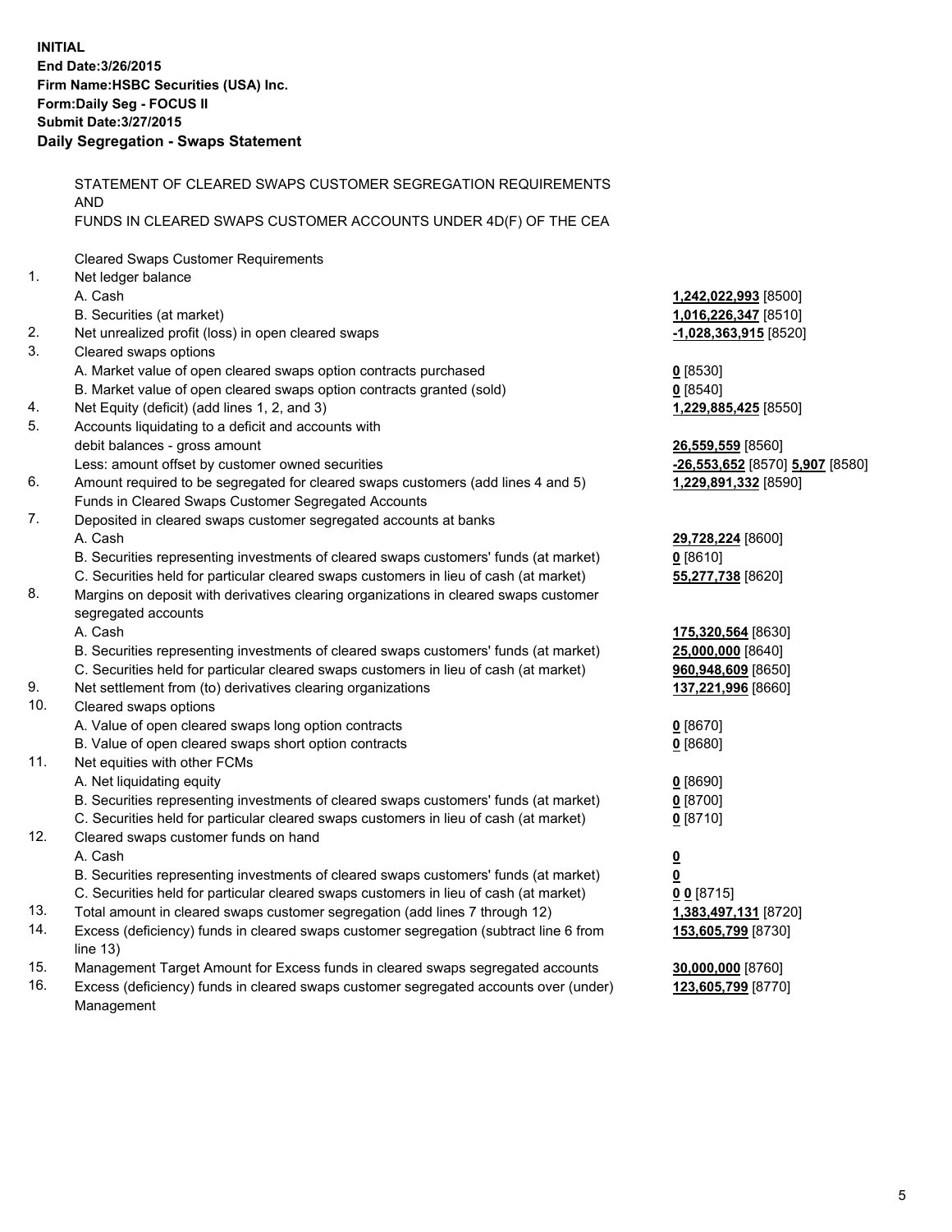**INITIAL**
**End Date:3/26/2015**
**Firm Name:HSBC Securities (USA) Inc.**
**Form:Daily Seg - FOCUS II**
**Submit Date:3/27/2015**
**Daily Segregation - Swaps Statement**

STATEMENT OF CLEARED SWAPS CUSTOMER SEGREGATION REQUIREMENTS AND FUNDS IN CLEARED SWAPS CUSTOMER ACCOUNTS UNDER 4D(F) OF THE CEA

| | | |
|---|---|---|
| | Cleared Swaps Customer Requirements | |
| 1. | Net ledger balance | |
| | A. Cash | **1,242,022,993** [8500] |
| | B. Securities (at market) | **1,016,226,347** [8510] |
| 2. | Net unrealized profit (loss) in open cleared swaps | **-1,028,363,915** [8520] |
| 3. | Cleared swaps options | |
| | A. Market value of open cleared swaps option contracts purchased | **0** [8530] |
| | B. Market value of open cleared swaps option contracts granted (sold) | **0** [8540] |
| 4. | Net Equity (deficit) (add lines 1, 2, and 3) | **1,229,885,425** [8550] |
| 5. | Accounts liquidating to a deficit and accounts with debit balances - gross amount | **26,559,559** [8560] |
| | Less: amount offset by customer owned securities | **-26,553,652** [8570] **5,907** [8580] |
| 6. | Amount required to be segregated for cleared swaps customers (add lines 4 and 5) | **1,229,891,332** [8590] |
| | Funds in Cleared Swaps Customer Segregated Accounts | |
| 7. | Deposited in cleared swaps customer segregated accounts at banks | |
| | A. Cash | **29,728,224** [8600] |
| | B. Securities representing investments of cleared swaps customers' funds (at market) | **0** [8610] |
| | C. Securities held for particular cleared swaps customers in lieu of cash (at market) | **55,277,738** [8620] |
| 8. | Margins on deposit with derivatives clearing organizations in cleared swaps customer segregated accounts | |
| | A. Cash | **175,320,564** [8630] |
| | B. Securities representing investments of cleared swaps customers' funds (at market) | **25,000,000** [8640] |
| | C. Securities held for particular cleared swaps customers in lieu of cash (at market) | **960,948,609** [8650] |
| 9. | Net settlement from (to) derivatives clearing organizations | **137,221,996** [8660] |
| 10. | Cleared swaps options | |
| | A. Value of open cleared swaps long option contracts | **0** [8670] |
| | B. Value of open cleared swaps short option contracts | **0** [8680] |
| 11. | Net equities with other FCMs | |
| | A. Net liquidating equity | **0** [8690] |
| | B. Securities representing investments of cleared swaps customers' funds (at market) | **0** [8700] |
| | C. Securities held for particular cleared swaps customers in lieu of cash (at market) | **0** [8710] |
| 12. | Cleared swaps customer funds on hand | |
| | A. Cash | **0** |
| | B. Securities representing investments of cleared swaps customers' funds (at market) | **0** |
| | C. Securities held for particular cleared swaps customers in lieu of cash (at market) | **0** **0** [8715] |
| 13. | Total amount in cleared swaps customer segregation (add lines 7 through 12) | **1,383,497,131** [8720] |
| 14. | Excess (deficiency) funds in cleared swaps customer segregation (subtract line 6 from line 13) | **153,605,799** [8730] |
| 15. | Management Target Amount for Excess funds in cleared swaps segregated accounts | **30,000,000** [8760] |
| 16. | Excess (deficiency) funds in cleared swaps customer segregated accounts over (under) Management | **123,605,799** [8770] |